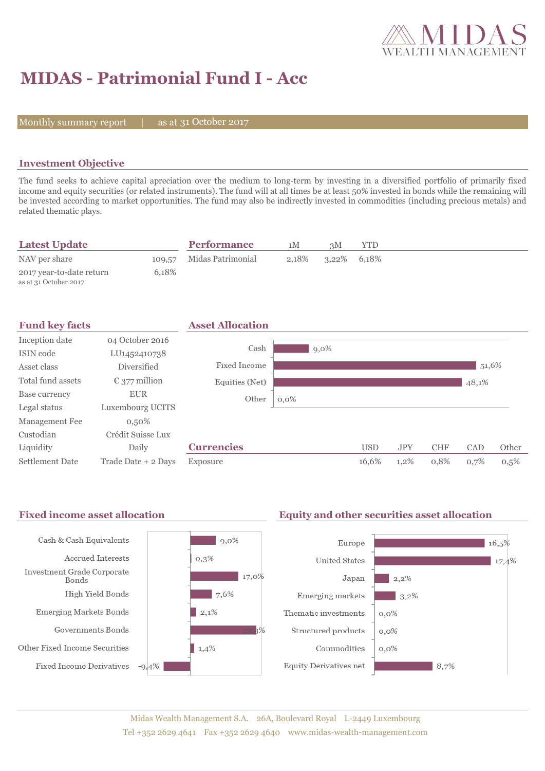# MIDAS - Patrimonial Fund I - Acc

Monthly summary report | as at 31 October 2017

## Investment Objective

The fund seeks to achieve capital apreciation over the medium to long-term by investing in a diversified portfolio of primarily fixed income and equity securities (or related instruments). The fund will at all times be at least 50% invested in bonds while the remaining will be invested according to market opportunities. The fund may also be indirectly invested in commodities (including precious metals) and related thematic plays.

## Latest Update

| | |
|---|---|
| NAV per share | 109,57 |
| 2017 year-to-date return<br>as at 31 October 2017 | 6,18% |

## Performance

| | 1M | 3M | YTD |
|---|---|---|---|
| Midas Patrimonial | 2,18% | 3,22% | 6,18% |

## Fund key facts

| | |
|---|---|
| Inception date | 04 October 2016 |
| ISIN code | LU1452410738 |
| Asset class | Diversified |
| Total fund assets | € 377 million |
| Base currency | EUR |
| Legal status | Luxembourg UCITS |
| Management Fee | 0,50% |
| Custodian | Crédit Suisse Lux |
| Liquidity | Daily |
| Settlement Date | Trade Date + 2 Days |

## Asset Allocation

| | |
|---|---|
| Cash | 9,0% |
| Fixed Income | 51,6% |
| Equities (Net) | 48,1% |
| Other | 0,0% |

## Currencies

| | USD | JPY | CHF | CAD | Other |
|---|---|---|---|---|---|
| Exposure | 16,6% | 1,2% | 0,8% | 0,7% | 0,5% |

## Fixed income asset allocation

| | |
|---|---|
| Cash & Cash Equivalents | 9,0% |
| Accrued Interests | 0,3% |
| Investment Grade Corporate Bonds | 17,0% |
| High Yield Bonds | 7,6% |
| Emerging Markets Bonds | 2,1% |
| Governments Bonds | 24,8% |
| Other Fixed Income Securities | 1,4% |
| Fixed Income Derivatives | -9,4% |

## Equity and other securities asset allocation

| | |
|---|---|
| Europe | 16,5% |
| United States | 17,4% |
| Japan | 2,2% |
| Emerging markets | 3,2% |
| Thematic investments | 0,0% |
| Structured products | 0,0% |
| Commodities | 0,0% |
| Equity Derivatives net | 8,7% |

Midas Wealth Management S.A. 26A, Boulevard Royal L-2449 Luxembourg
Tel +352 2629 4641 Fax +352 2629 4640 www.midas-wealth-management.com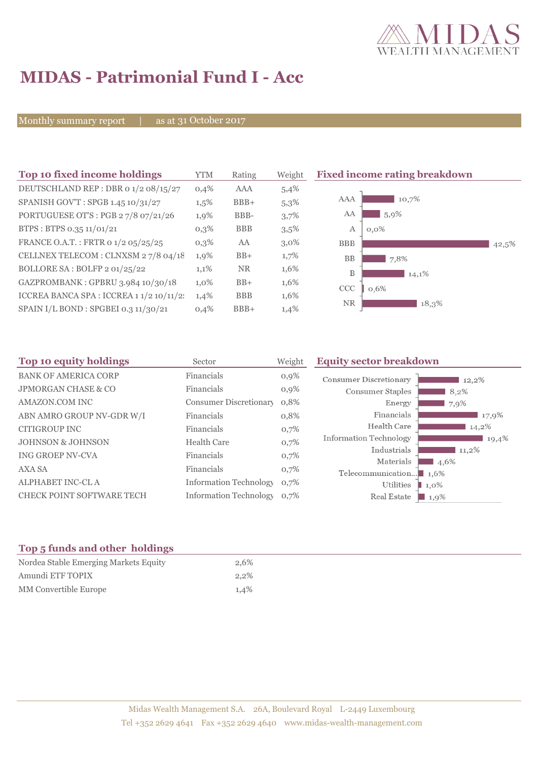# MIDAS - Patrimonial Fund I - Acc

Monthly summary report | as at 31 October 2017

## Top 10 fixed income holdings

| Top 10 fixed income holdings | YTM | Rating | Weight |
|---|---|---|---|
| DEUTSCHLAND REP : DBR 0 1/2 08/15/27 | 0,4% | AAA | 5,4% |
| SPANISH GOV'T : SPGB 1.45 10/31/27 | 1,5% | BBB+ | 5,3% |
| PORTUGUESE OT'S : PGB 2 7/8 07/21/26 | 1,9% | BBB- | 3,7% |
| BTPS : BTPS 0.35 11/01/21 | 0,3% | BBB | 3,5% |
| FRANCE O.A.T. : FRTR 0 1/2 05/25/25 | 0,3% | AA | 3,0% |
| CELLNEX TELECOM : CLNXSM 2 7/8 04/18 | 1,9% | BB+ | 1,7% |
| BOLLORE SA : BOLFP 2 01/25/22 | 1,1% | NR | 1,6% |
| GAZPROMBANK : GPBRU 3.984 10/30/18 | 1,0% | BB+ | 1,6% |
| ICCREA BANCA SPA : ICCREA 1 1/2 10/11/2: | 1,4% | BBB | 1,6% |
| SPAIN I/L BOND : SPGBEI 0.3 11/30/21 | 0,4% | BBB+ | 1,4% |

## Fixed income rating breakdown

| Rating | Weight |
|---|---|
| AAA | 10,7% |
| AA | 5,9% |
| A | 0,0% |
| BBB | 42,5% |
| BB | 7,8% |
| B | 14,1% |
| CCC | 0,6% |
| NR | 18,3% |

## Top 10 equity holdings

| Top 10 equity holdings | Sector | Weight |
|---|---|---|
| BANK OF AMERICA CORP | Financials | 0,9% |
| JPMORGAN CHASE & CO | Financials | 0,9% |
| AMAZON.COM INC | Consumer Discretionary | 0,8% |
| ABN AMRO GROUP NV-GDR W/I | Financials | 0,8% |
| CITIGROUP INC | Financials | 0,7% |
| JOHNSON & JOHNSON | Health Care | 0,7% |
| ING GROEP NV-CVA | Financials | 0,7% |
| AXA SA | Financials | 0,7% |
| ALPHABET INC-CL A | Information Technology | 0,7% |
| CHECK POINT SOFTWARE TECH | Information Technology | 0,7% |

## Equity sector breakdown

| Sector | Weight |
|---|---|
| Consumer Discretionary | 12,2% |
| Consumer Staples | 8,2% |
| Energy | 7,9% |
| Financials | 17,9% |
| Health Care | 14,2% |
| Information Technology | 19,4% |
| Industrials | 11,2% |
| Materials | 4,6% |
| Telecommunication... | 1,6% |
| Utilities | 1,0% |
| Real Estate | 1,9% |

## Top 5 funds and other holdings

| Top 5 funds and other holdings | |
|---|---|
| Nordea Stable Emerging Markets Equity | 2,6% |
| Amundi ETF TOPIX | 2,2% |
| MM Convertible Europe | 1,4% |

Midas Wealth Management S.A. 26A, Boulevard Royal L-2449 Luxembourg
Tel +352 2629 4641 Fax +352 2629 4640 www.midas-wealth-management.com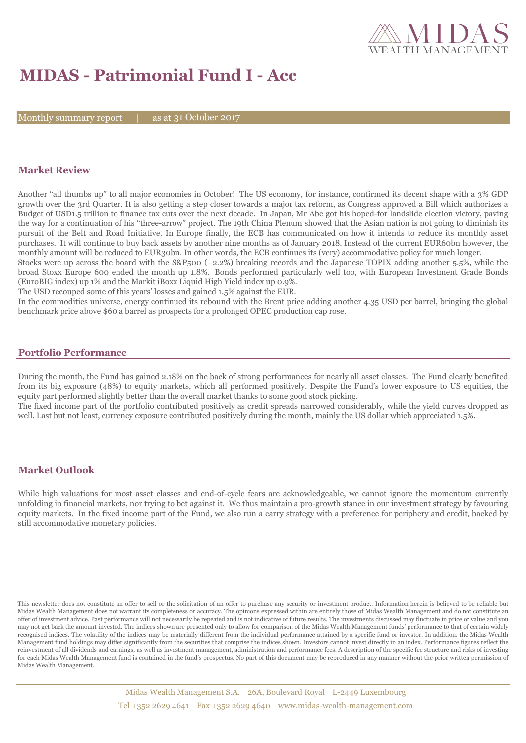# MIDAS - Patrimonial Fund I - Acc

Monthly summary report | as at 31 October 2017

## Market Review

Another “all thumbs up” to all major economies in October! The US economy, for instance, confirmed its decent shape with a 3% GDP growth over the 3rd Quarter. It is also getting a step closer towards a major tax reform, as Congress approved a Bill which authorizes a Budget of USD1.5 trillion to finance tax cuts over the next decade. In Japan, Mr Abe got his hoped-for landslide election victory, paving the way for a continuation of his “three-arrow” project. The 19th China Plenum showed that the Asian nation is not going to diminish its pursuit of the Belt and Road Initiative. In Europe finally, the ECB has communicated on how it intends to reduce its monthly asset purchases. It will continue to buy back assets by another nine months as of January 2018. Instead of the current EUR60bn however, the monthly amount will be reduced to EUR30bn. In other words, the ECB continues its (very) accommodative policy for much longer.

Stocks were up across the board with the S&P500 (+2.2%) breaking records and the Japanese TOPIX adding another 5.5%, while the broad Stoxx Europe 600 ended the month up 1.8%. Bonds performed particularly well too, with European Investment Grade Bonds (EuroBIG index) up 1% and the Markit iBoxx Liquid High Yield index up 0.9%.

The USD recouped some of this years’ losses and gained 1.5% against the EUR.

In the commodities universe, energy continued its rebound with the Brent price adding another 4.35 USD per barrel, bringing the global benchmark price above $60 a barrel as prospects for a prolonged OPEC production cap rose.

## Portfolio Performance

During the month, the Fund has gained 2.18% on the back of strong performances for nearly all asset classes. The Fund clearly benefited from its big exposure (48%) to equity markets, which all performed positively. Despite the Fund’s lower exposure to US equities, the equity part performed slightly better than the overall market thanks to some good stock picking.

The fixed income part of the portfolio contributed positively as credit spreads narrowed considerably, while the yield curves dropped as well. Last but not least, currency exposure contributed positively during the month, mainly the US dollar which appreciated 1.5%.

## Market Outlook

While high valuations for most asset classes and end-of-cycle fears are acknowledgeable, we cannot ignore the momentum currently unfolding in financial markets, nor trying to bet against it. We thus maintain a pro-growth stance in our investment strategy by favouring equity markets. In the fixed income part of the Fund, we also run a carry strategy with a preference for periphery and credit, backed by still accommodative monetary policies.

This newsletter does not constitute an offer to sell or the solicitation of an offer to purchase any security or investment product. Information herein is believed to be reliable but Midas Wealth Management does not warrant its completeness or accuracy. The opinions expressed within are entirely those of Midas Wealth Management and do not constitute an offer of investment advice. Past performance will not necessarily be repeated and is not indicative of future results. The investments discussed may fluctuate in price or value and you may not get back the amount invested. The indices shown are presented only to allow for comparison of the Midas Wealth Management funds' performance to that of certain widely recognised indices. The volatility of the indices may be materially different from the individual performance attained by a specific fund or investor. In addition, the Midas Wealth Management fund holdings may differ significantly from the securities that comprise the indices shown. Investors cannot invest directly in an index. Performance figures reflect the reinvestment of all dividends and earnings, as well as investment management, administration and performance fees. A description of the specific fee structure and risks of investing for each Midas Wealth Management fund is contained in the fund's prospectus. No part of this document may be reproduced in any manner without the prior written permission of Midas Wealth Management.

Midas Wealth Management S.A. 26A, Boulevard Royal L-2449 Luxembourg
Tel +352 2629 4641 Fax +352 2629 4640 www.midas-wealth-management.com